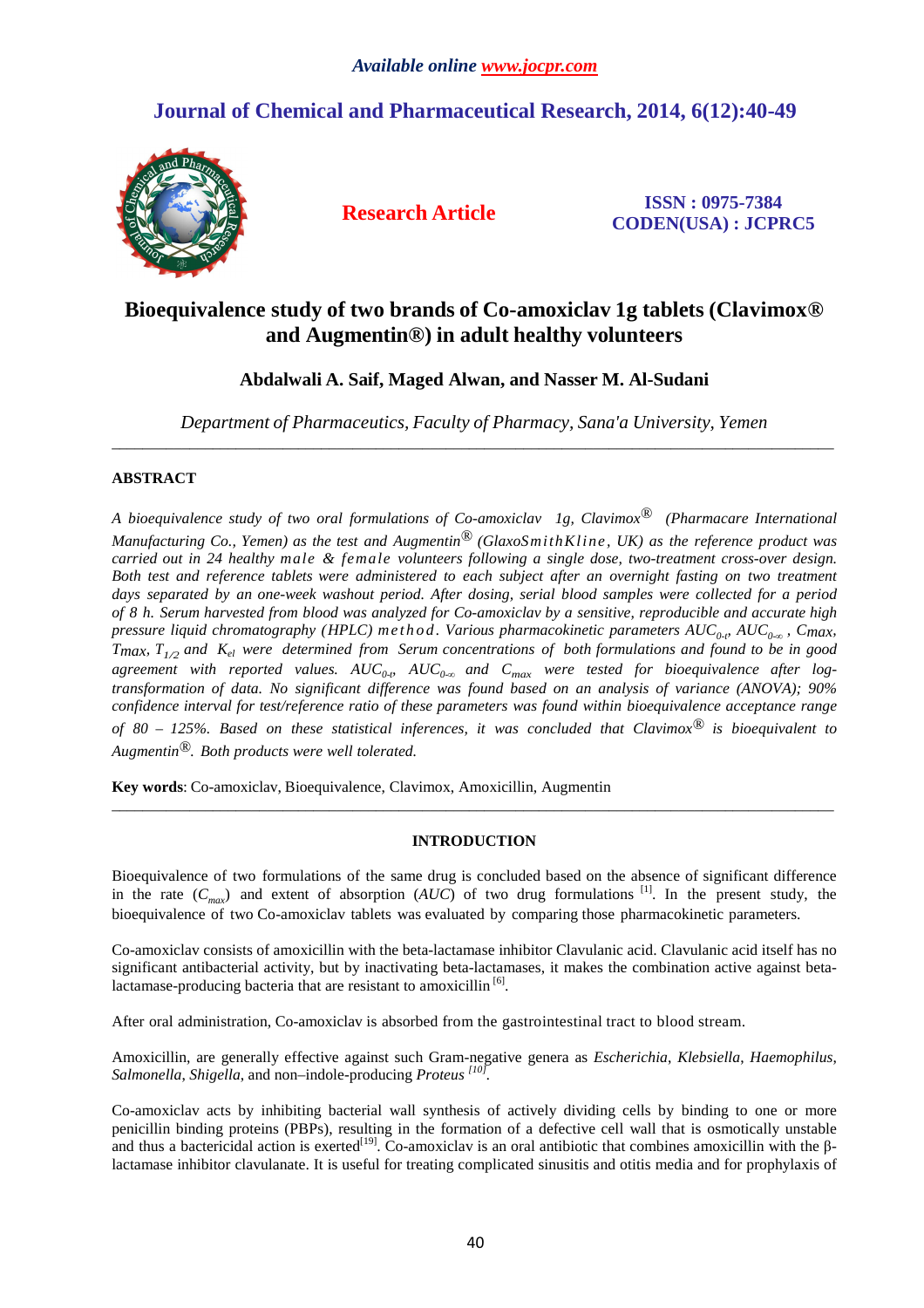Available online www.jocpr.com

# Journal of Chemical and Pharmaceutical Research, 2014, 6(12):40-49

**Research Article**

**ISSN : 0975-7384**
**CODEN(USA) : JCPRC5**

# Bioequivalence study of two brands of Co-amoxiclav 1g tablets (Clavimox® and Augmentin®) in adult healthy volunteers

**Abdalwali A. Saif, Maged Alwan, and Nasser M. Al-Sudani**

*Department of Pharmaceutics, Faculty of Pharmacy, Sana'a University, Yemen*

---

## ABSTRACT

*A bioequivalence study of two oral formulations of Co-amoxiclav 1g, Clavimox® (Pharmacare International Manufacturing Co., Yemen) as the test and Augmentin® (GlaxoSmithKline, UK) as the reference product was carried out in 24 healthy male & female volunteers following a single dose, two-treatment cross-over design. Both test and reference tablets were administered to each subject after an overnight fasting on two treatment days separated by an one-week washout period. After dosing, serial blood samples were collected for a period of 8 h. Serum harvested from blood was analyzed for Co-amoxiclav by a sensitive, reproducible and accurate high pressure liquid chromatography (HPLC) method. Various pharmacokinetic parameters $AUC_{0-t}$, $AUC_{0-\infty}$, $Cmax$, $Tmax$, $T_{1/2}$ and $K_{el}$ were determined from Serum concentrations of both formulations and found to be in good agreement with reported values. $AUC_{0-t}$, $AUC_{0-\infty}$ and $C_{max}$ were tested for bioequivalence after log-transformation of data. No significant difference was found based on an analysis of variance (ANOVA); 90% confidence interval for test/reference ratio of these parameters was found within bioequivalence acceptance range of 80 – 125%. Based on these statistical inferences, it was concluded that Clavimox® is bioequivalent to Augmentin®. Both products were well tolerated.*

**Key words**: Co-amoxiclav, Bioequivalence, Clavimox, Amoxicillin, Augmentin

---

## INTRODUCTION

Bioequivalence of two formulations of the same drug is concluded based on the absence of significant difference in the rate ($C_{max}$) and extent of absorption (*AUC*) of two drug formulations [1]. In the present study, the bioequivalence of two Co-amoxiclav tablets was evaluated by comparing those pharmacokinetic parameters.

Co-amoxiclav consists of amoxicillin with the beta-lactamase inhibitor Clavulanic acid. Clavulanic acid itself has no significant antibacterial activity, but by inactivating beta-lactamases, it makes the combination active against beta-lactamase-producing bacteria that are resistant to amoxicillin [6].

After oral administration, Co-amoxiclav is absorbed from the gastrointestinal tract to blood stream.

Amoxicillin, are generally effective against such Gram-negative genera as *Escherichia*, *Klebsiella*, *Haemophilus*, *Salmonella*, *Shigella*, and non–indole-producing *Proteus* [10].

Co-amoxiclav acts by inhibiting bacterial wall synthesis of actively dividing cells by binding to one or more penicillin binding proteins (PBPs), resulting in the formation of a defective cell wall that is osmotically unstable and thus a bactericidal action is exerted[19]. Co-amoxiclav is an oral antibiotic that combines amoxicillin with the β-lactamase inhibitor clavulanate. It is useful for treating complicated sinusitis and otitis media and for prophylaxis of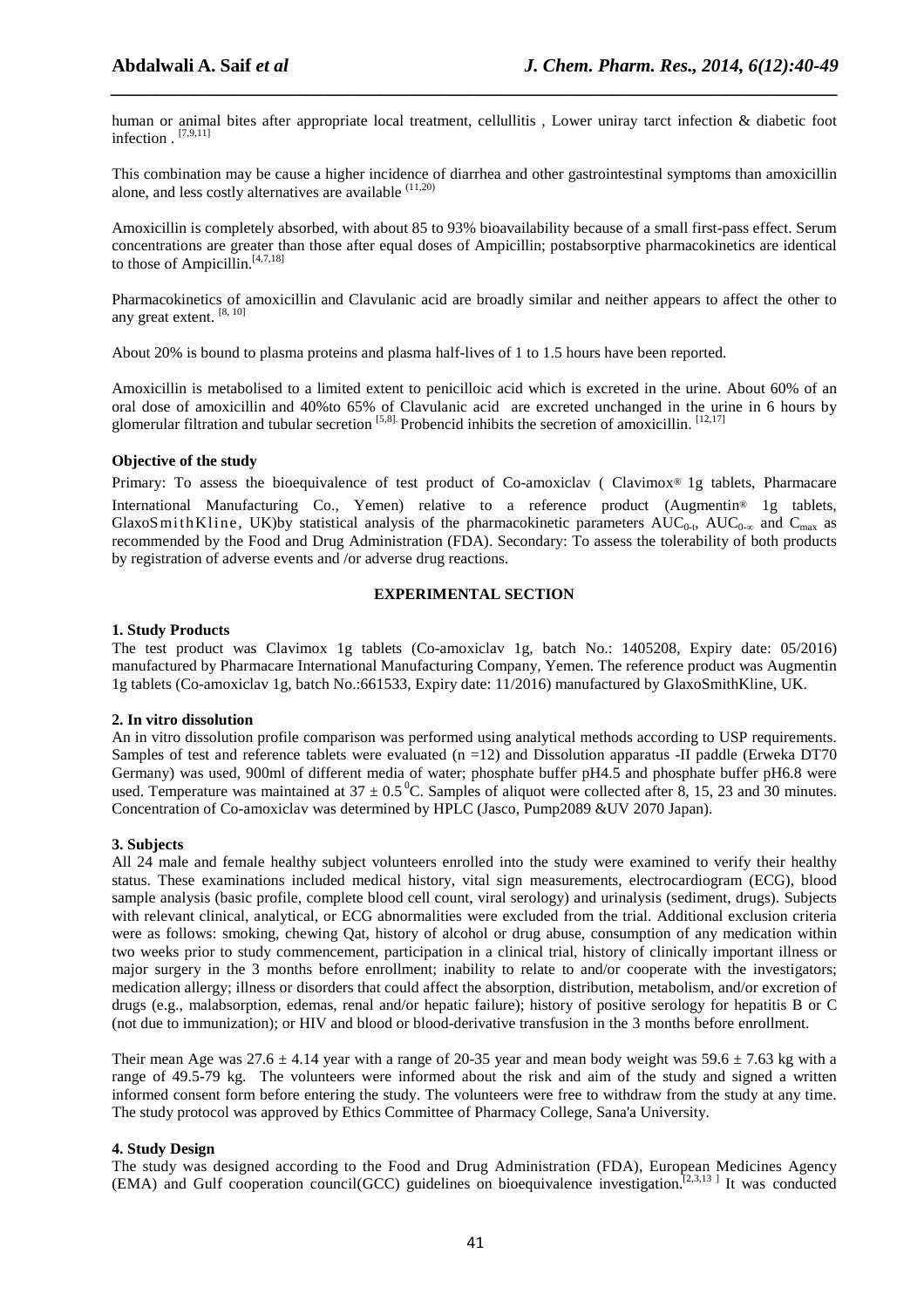human or animal bites after appropriate local treatment, cellullitis , Lower uniray tarct infection & diabetic foot infection . [7,9,11]

This combination may be cause a higher incidence of diarrhea and other gastrointestinal symptoms than amoxicillin alone, and less costly alternatives are available (11,20)

Amoxicillin is completely absorbed, with about 85 to 93% bioavailability because of a small first-pass effect. Serum concentrations are greater than those after equal doses of Ampicillin; postabsorptive pharmacokinetics are identical to those of Ampicillin.[4,7,18]

Pharmacokinetics of amoxicillin and Clavulanic acid are broadly similar and neither appears to affect the other to any great extent. [8, 10]

About 20% is bound to plasma proteins and plasma half-lives of 1 to 1.5 hours have been reported.

Amoxicillin is metabolised to a limited extent to penicilloic acid which is excreted in the urine. About 60% of an oral dose of amoxicillin and 40%to 65% of Clavulanic acid are excreted unchanged in the urine in 6 hours by glomerular filtration and tubular secretion [5,8]. Probencid inhibits the secretion of amoxicillin. [12,17]

**Objective of the study**

Primary: To assess the bioequivalence of test product of Co-amoxiclav ( Clavimox® 1g tablets, Pharmacare International Manufacturing Co., Yemen) relative to a reference product (Augmentin® 1g tablets, GlaxoSmithKline, UK)by statistical analysis of the pharmacokinetic parameters $AUC_{0-t}$, $AUC_{0-\infty}$ and $C_{max}$ as recommended by the Food and Drug Administration (FDA). Secondary: To assess the tolerability of both products by registration of adverse events and /or adverse drug reactions.

## EXPERIMENTAL SECTION

**1. Study Products**

The test product was Clavimox 1g tablets (Co-amoxiclav 1g, batch No.: 1405208, Expiry date: 05/2016) manufactured by Pharmacare International Manufacturing Company, Yemen. The reference product was Augmentin 1g tablets (Co-amoxiclav 1g, batch No.:661533, Expiry date: 11/2016) manufactured by GlaxoSmithKline, UK.

**2. In vitro dissolution**

An in vitro dissolution profile comparison was performed using analytical methods according to USP requirements. Samples of test and reference tablets were evaluated (n =12) and Dissolution apparatus -II paddle (Erweka DT70 Germany) was used, 900ml of different media of water; phosphate buffer pH4.5 and phosphate buffer pH6.8 were used. Temperature was maintained at $37 \pm 0.5\,^0$C. Samples of aliquot were collected after 8, 15, 23 and 30 minutes. Concentration of Co-amoxiclav was determined by HPLC (Jasco, Pump2089 &UV 2070 Japan).

**3. Subjects**

All 24 male and female healthy subject volunteers enrolled into the study were examined to verify their healthy status. These examinations included medical history, vital sign measurements, electrocardiogram (ECG), blood sample analysis (basic profile, complete blood cell count, viral serology) and urinalysis (sediment, drugs). Subjects with relevant clinical, analytical, or ECG abnormalities were excluded from the trial. Additional exclusion criteria were as follows: smoking, chewing Qat, history of alcohol or drug abuse, consumption of any medication within two weeks prior to study commencement, participation in a clinical trial, history of clinically important illness or major surgery in the 3 months before enrollment; inability to relate to and/or cooperate with the investigators; medication allergy; illness or disorders that could affect the absorption, distribution, metabolism, and/or excretion of drugs (e.g., malabsorption, edemas, renal and/or hepatic failure); history of positive serology for hepatitis B or C (not due to immunization); or HIV and blood or blood-derivative transfusion in the 3 months before enrollment.

Their mean Age was $27.6 \pm 4.14$ year with a range of 20-35 year and mean body weight was $59.6 \pm 7.63$ kg with a range of 49.5-79 kg. The volunteers were informed about the risk and aim of the study and signed a written informed consent form before entering the study. The volunteers were free to withdraw from the study at any time. The study protocol was approved by Ethics Committee of Pharmacy College, Sana'a University.

**4. Study Design**

The study was designed according to the Food and Drug Administration (FDA), European Medicines Agency (EMA) and Gulf cooperation council(GCC) guidelines on bioequivalence investigation.[2,3,13] It was conducted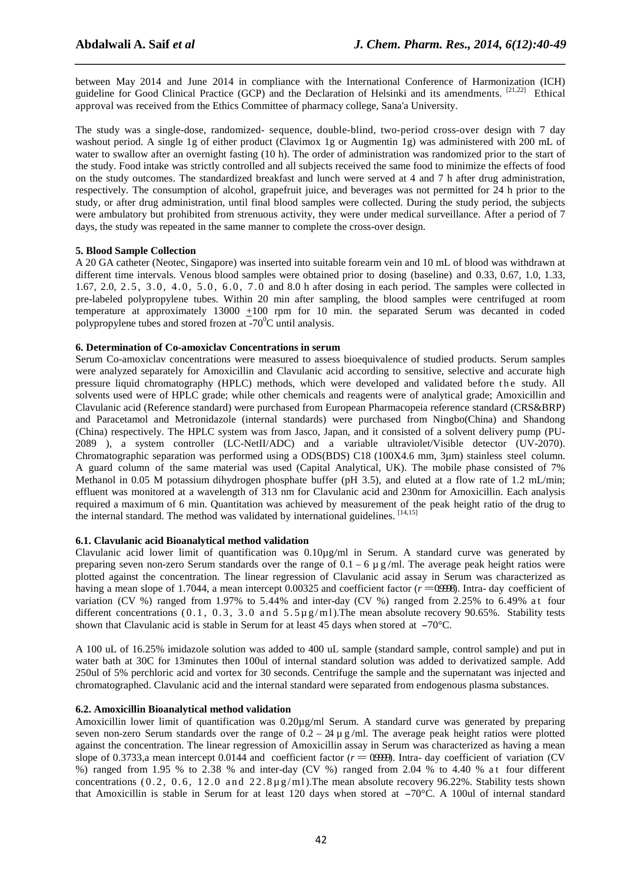between May 2014 and June 2014 in compliance with the International Conference of Harmonization (ICH) guideline for Good Clinical Practice (GCP) and the Declaration of Helsinki and its amendments. [21,22] Ethical approval was received from the Ethics Committee of pharmacy college, Sana'a University.

The study was a single-dose, randomized- sequence, double-blind, two-period cross-over design with 7 day washout period. A single 1g of either product (Clavimox 1g or Augmentin 1g) was administered with 200 mL of water to swallow after an overnight fasting (10 h). The order of administration was randomized prior to the start of the study. Food intake was strictly controlled and all subjects received the same food to minimize the effects of food on the study outcomes. The standardized breakfast and lunch were served at 4 and 7 h after drug administration, respectively. The consumption of alcohol, grapefruit juice, and beverages was not permitted for 24 h prior to the study, or after drug administration, until final blood samples were collected. During the study period, the subjects were ambulatory but prohibited from strenuous activity, they were under medical surveillance. After a period of 7 days, the study was repeated in the same manner to complete the cross-over design.

### 5. Blood Sample Collection

A 20 GA catheter (Neotec, Singapore) was inserted into suitable forearm vein and 10 mL of blood was withdrawn at different time intervals. Venous blood samples were obtained prior to dosing (baseline) and 0.33, 0.67, 1.0, 1.33, 1.67, 2.0, 2.5, 3.0, 4.0, 5.0, 6.0, 7.0 and 8.0 h after dosing in each period. The samples were collected in pre-labeled polypropylene tubes. Within 20 min after sampling, the blood samples were centrifuged at room temperature at approximately 13000 $\pm$100 rpm for 10 min. the separated Serum was decanted in coded polypropylene tubes and stored frozen at -70$^0$C until analysis.

### 6. Determination of Co-amoxiclav Concentrations in serum

Serum Co-amoxiclav concentrations were measured to assess bioequivalence of studied products. Serum samples were analyzed separately for Amoxicillin and Clavulanic acid according to sensitive, selective and accurate high pressure liquid chromatography (HPLC) methods, which were developed and validated before the study. All solvents used were of HPLC grade; while other chemicals and reagents were of analytical grade; Amoxicillin and Clavulanic acid (Reference standard) were purchased from European Pharmacopeia reference standard (CRS&BRP) and Paracetamol and Metronidazole (internal standards) were purchased from Ningbo(China) and Shandong (China) respectively. The HPLC system was from Jasco, Japan, and it consisted of a solvent delivery pump (PU-2089 ), a system controller (LC-NetII/ADC) and a variable ultraviolet/Visible detector (UV-2070). Chromatographic separation was performed using a ODS(BDS) C18 (100X4.6 mm, 3µm) stainless steel column. A guard column of the same material was used (Capital Analytical, UK). The mobile phase consisted of 7% Methanol in 0.05 M potassium dihydrogen phosphate buffer (pH 3.5), and eluted at a flow rate of 1.2 mL/min; effluent was monitored at a wavelength of 313 nm for Clavulanic acid and 230nm for Amoxicillin. Each analysis required a maximum of 6 min. Quantitation was achieved by measurement of the peak height ratio of the drug to the internal standard. The method was validated by international guidelines. [14,15]

#### 6.1. Clavulanic acid Bioanalytical method validation

Clavulanic acid lower limit of quantification was 0.10µg/ml in Serum. A standard curve was generated by preparing seven non-zero Serum standards over the range of 0.1 – 6 µg/ml. The average peak height ratios were plotted against the concentration. The linear regression of Clavulanic acid assay in Serum was characterized as having a mean slope of 1.7044, a mean intercept 0.00325 and coefficient factor ($r$ = 0.9998). Intra- day coefficient of variation (CV %) ranged from 1.97% to 5.44% and inter-day (CV %) ranged from 2.25% to 6.49% at four different concentrations (0.1, 0.3, 3.0 and 5.5µg/ml).The mean absolute recovery 90.65%. Stability tests shown that Clavulanic acid is stable in Serum for at least 45 days when stored at –70°C.

A 100 uL of 16.25% imidazole solution was added to 400 uL sample (standard sample, control sample) and put in water bath at 30C for 13minutes then 100ul of internal standard solution was added to derivatized sample. Add 250ul of 5% perchloric acid and vortex for 30 seconds. Centrifuge the sample and the supernatant was injected and chromatographed. Clavulanic acid and the internal standard were separated from endogenous plasma substances.

#### 6.2. Amoxicillin Bioanalytical method validation

Amoxicillin lower limit of quantification was 0.20µg/ml Serum. A standard curve was generated by preparing seven non-zero Serum standards over the range of 0.2 – 24 µg/ml. The average peak height ratios were plotted against the concentration. The linear regression of Amoxicillin assay in Serum was characterized as having a mean slope of 0.3733,a mean intercept 0.0144 and coefficient factor ($r$ = 0.9999). Intra- day coefficient of variation (CV %) ranged from 1.95 % to 2.38 % and inter-day (CV %) ranged from 2.04 % to 4.40 % at four different concentrations (0.2, 0.6, 12.0 and 22.8µg/ml).The mean absolute recovery 96.22%. Stability tests shown that Amoxicillin is stable in Serum for at least 120 days when stored at –70°C. A 100ul of internal standard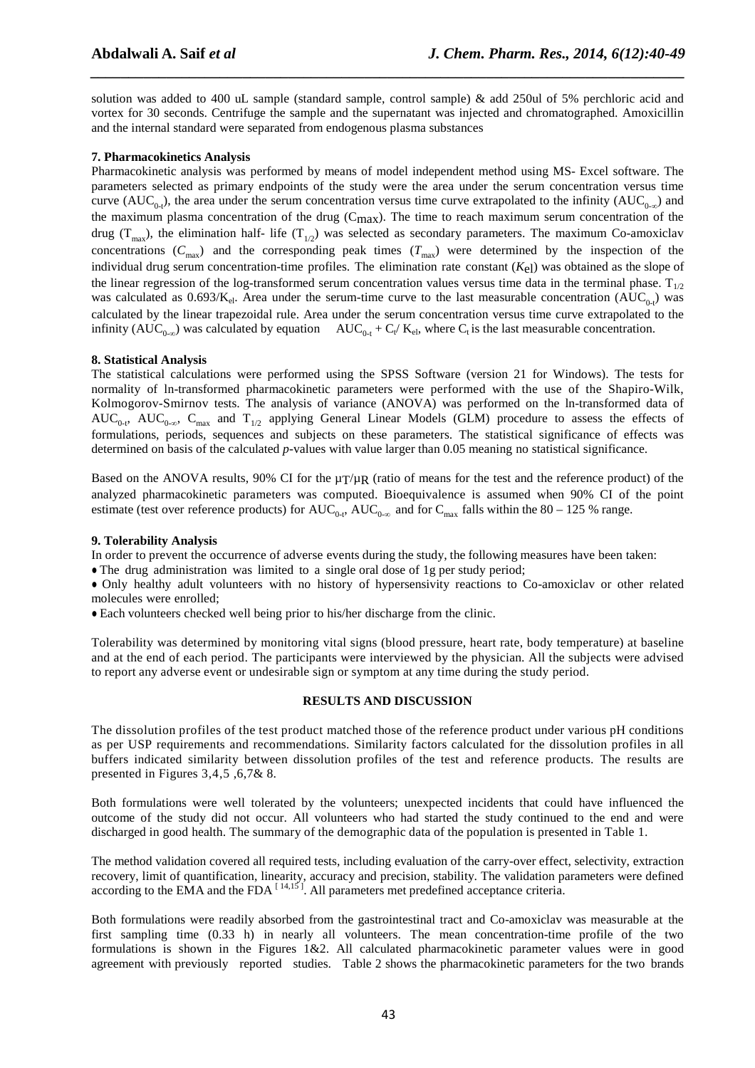solution was added to 400 uL sample (standard sample, control sample) & add 250ul of 5% perchloric acid and vortex for 30 seconds. Centrifuge the sample and the supernatant was injected and chromatographed. Amoxicillin and the internal standard were separated from endogenous plasma substances

### 7. Pharmacokinetics Analysis

Pharmacokinetic analysis was performed by means of model independent method using MS- Excel software. The parameters selected as primary endpoints of the study were the area under the serum concentration versus time curve ($AUC_{0-t}$), the area under the serum concentration versus time curve extrapolated to the infinity ($AUC_{0-\infty}$) and the maximum plasma concentration of the drug ($C_{max}$). The time to reach maximum serum concentration of the drug ($T_{max}$), the elimination half- life ($T_{1/2}$) was selected as secondary parameters. The maximum Co-amoxiclav concentrations ($C_{max}$) and the corresponding peak times ($T_{max}$) were determined by the inspection of the individual drug serum concentration-time profiles. The elimination rate constant ($K_{el}$) was obtained as the slope of the linear regression of the log-transformed serum concentration values versus time data in the terminal phase. $T_{1/2}$ was calculated as $0.693/K_{el}$. Area under the serum-time curve to the last measurable concentration ($AUC_{0-t}$) was calculated by the linear trapezoidal rule. Area under the serum concentration versus time curve extrapolated to the infinity ($AUC_{0-\infty}$) was calculated by equation $AUC_{0-t} + C_t/ K_{el}$, where $C_t$ is the last measurable concentration.

### 8. Statistical Analysis

The statistical calculations were performed using the SPSS Software (version 21 for Windows). The tests for normality of ln-transformed pharmacokinetic parameters were performed with the use of the Shapiro-Wilk, Kolmogorov-Smirnov tests. The analysis of variance (ANOVA) was performed on the ln-transformed data of $AUC_{0-t}$, $AUC_{0-\infty}$, $C_{max}$ and $T_{1/2}$ applying General Linear Models (GLM) procedure to assess the effects of formulations, periods, sequences and subjects on these parameters. The statistical significance of effects was determined on basis of the calculated *p*-values with value larger than 0.05 meaning no statistical significance.

Based on the ANOVA results, 90% CI for the $\mu_T/\mu_R$ (ratio of means for the test and the reference product) of the analyzed pharmacokinetic parameters was computed. Bioequivalence is assumed when 90% CI of the point estimate (test over reference products) for $AUC_{0-t}$, $AUC_{0-\infty}$ and for $C_{max}$ falls within the 80 – 125 % range.

### 9. Tolerability Analysis

In order to prevent the occurrence of adverse events during the study, the following measures have been taken:

- The drug administration was limited to a single oral dose of 1g per study period;
- Only healthy adult volunteers with no history of hypersensivity reactions to Co-amoxiclav or other related molecules were enrolled;
- Each volunteers checked well being prior to his/her discharge from the clinic.

Tolerability was determined by monitoring vital signs (blood pressure, heart rate, body temperature) at baseline and at the end of each period. The participants were interviewed by the physician. All the subjects were advised to report any adverse event or undesirable sign or symptom at any time during the study period.

## RESULTS AND DISCUSSION

The dissolution profiles of the test product matched those of the reference product under various pH conditions as per USP requirements and recommendations. Similarity factors calculated for the dissolution profiles in all buffers indicated similarity between dissolution profiles of the test and reference products. The results are presented in Figures 3,4,5 ,6,7& 8.

Both formulations were well tolerated by the volunteers; unexpected incidents that could have influenced the outcome of the study did not occur. All volunteers who had started the study continued to the end and were discharged in good health. The summary of the demographic data of the population is presented in Table 1.

The method validation covered all required tests, including evaluation of the carry-over effect, selectivity, extraction recovery, limit of quantification, linearity, accuracy and precision, stability. The validation parameters were defined according to the EMA and the FDA [14,15]. All parameters met predefined acceptance criteria.

Both formulations were readily absorbed from the gastrointestinal tract and Co-amoxiclav was measurable at the first sampling time (0.33 h) in nearly all volunteers. The mean concentration-time profile of the two formulations is shown in the Figures 1&2. All calculated pharmacokinetic parameter values were in good agreement with previously reported studies. Table 2 shows the pharmacokinetic parameters for the two brands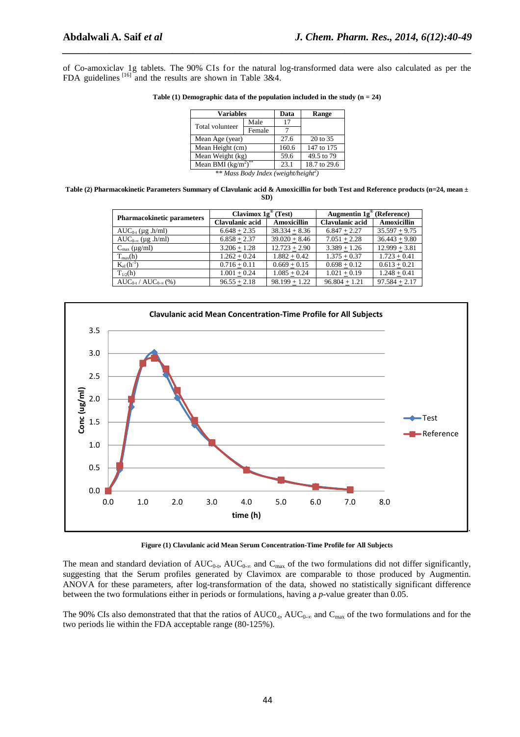of Co-amoxiclav 1g tablets. The 90% CIs for the natural log-transformed data were also calculated as per the FDA guidelines [16] and the results are shown in Table 3&4.

**Table (1) Demographic data of the population included in the study (n = 24)**

| Variables | | Data | Range |
|---|---|---|---|
| Total volunteer | Male | 17 | |
| | Female | 7 | |
| Mean Age (year) | | 27.6 | 20 to 35 |
| Mean Height (cm) | | 160.6 | 147 to 175 |
| Mean Weight (kg) | | 59.6 | 49.5 to 79 |
| Mean BMI ($kg/m^2$)** | | 23.1 | 18.7 to 29.6 |

*** Mass Body Index (weight/height$^2$)*

**Table (2) Pharmacokinetic Parameters Summary of Clavulanic acid & Amoxicillin for both Test and Reference products (n=24, mean ± SD)**

| Pharmacokinetic parameters | Clavimox 1g® (Test) | | Augmentin 1g® (Reference) | |
|---|---|---|---|---|
| | Clavulanic acid | Amoxicillin | Clavulanic acid | Amoxicillin |
| $AUC_{0-t}$ (μg .h/ml) | 6.648 ± 2.35 | 38.334 ± 8.36 | 6.847 ± 2.27 | 35.597 ± 9.75 |
| $AUC_{0-\infty}$ (μg .h/ml) | 6.858 ± 2.37 | 39.020 ± 8.46 | 7.051 ± 2.28 | 36.443 ± 9.80 |
| $C_{max}$ (μg/ml) | 3.206 ± 1.28 | 12.723 ± 2.90 | 3.389 ± 1.26 | 12.999 ± 3.81 |
| $T_{max}$(h) | 1.262 ± 0.24 | 1.882 ± 0.42 | 1.375 ± 0.37 | 1.723 ± 0.41 |
| $K_{el}$ ($h^{-1}$) | 0.716 ± 0.11 | 0.669 ± 0.15 | 0.698 ± 0.12 | 0.613 ± 0.21 |
| $T_{1/2}$(h) | 1.001 ± 0.24 | 1.085 ± 0.24 | 1.021 ± 0.19 | 1.248 ± 0.41 |
| $AUC_{0-t}$ / $AUC_{0-\infty}$ (%) | 96.55 ± 2.18 | 98.199 ± 1.22 | 96.804 ± 1.21 | 97.584 ± 2.17 |

**Figure (1) Clavulanic acid Mean Serum Concentration-Time Profile for All Subjects**

The mean and standard deviation of $AUC_{0-t}$, $AUC_{0-\infty}$ and $C_{max}$ of the two formulations did not differ significantly, suggesting that the Serum profiles generated by Clavimox are comparable to those produced by Augmentin. ANOVA for these parameters, after log-transformation of the data, showed no statistically significant difference between the two formulations either in periods or formulations, having a *p*-value greater than 0.05.

The 90% CIs also demonstrated that that the ratios of $AUC0_{-t}$, $AUC_{0-\infty}$ and $C_{max}$ of the two formulations and for the two periods lie within the FDA acceptable range (80-125%).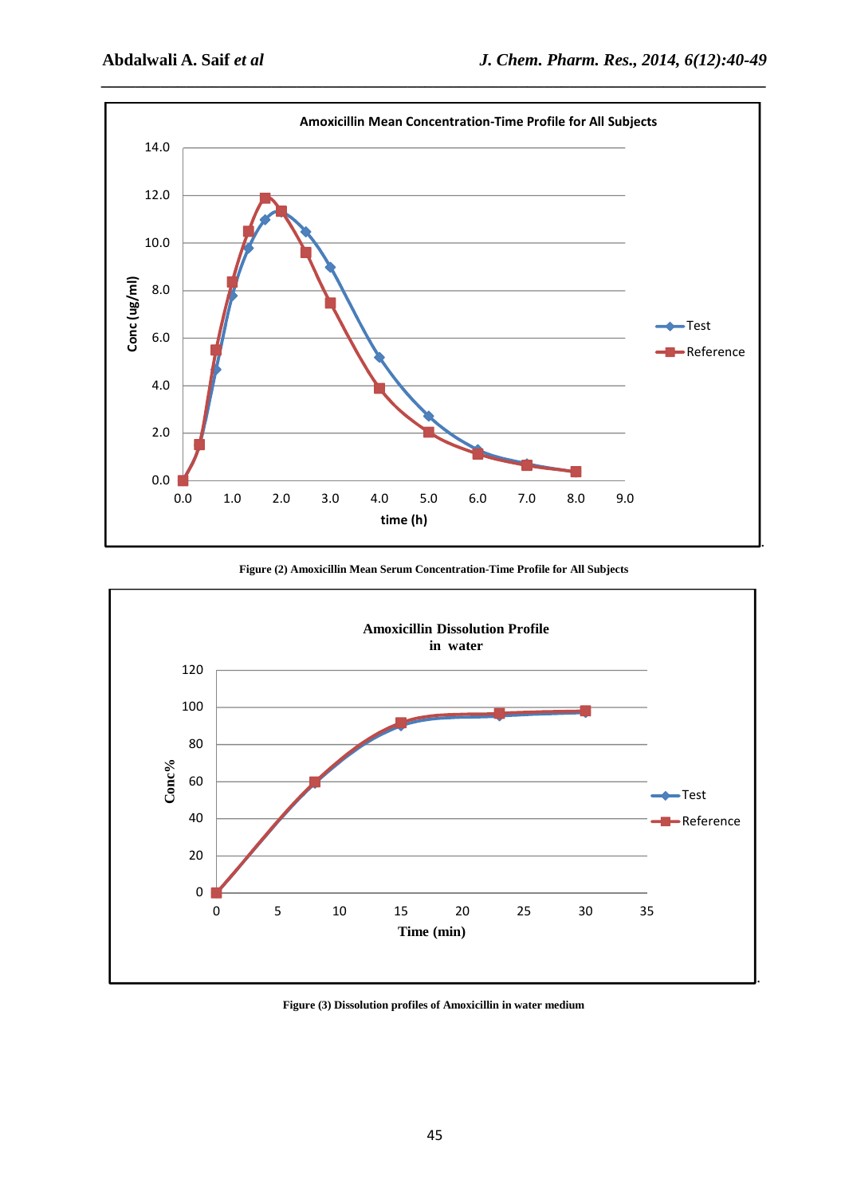Figure (2) Amoxicillin Mean Serum Concentration-Time Profile for All Subjects

Figure (3) Dissolution profiles of Amoxicillin in water medium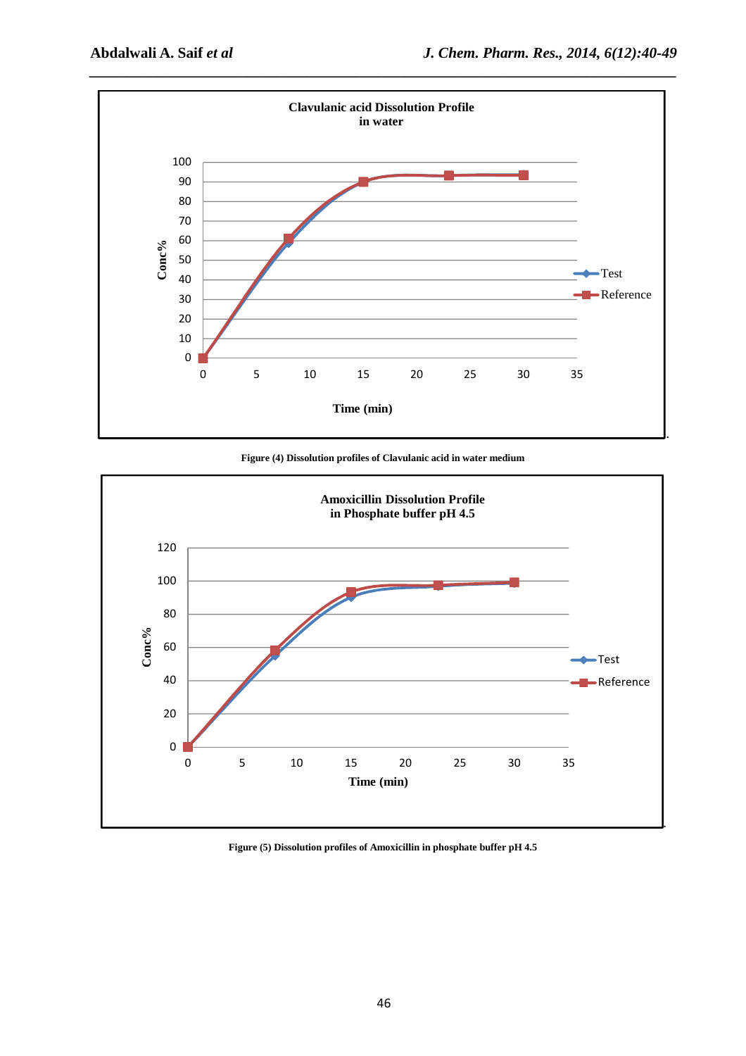Figure (4) Dissolution profiles of Clavulanic acid in water medium

Figure (5) Dissolution profiles of Amoxicillin in phosphate buffer pH 4.5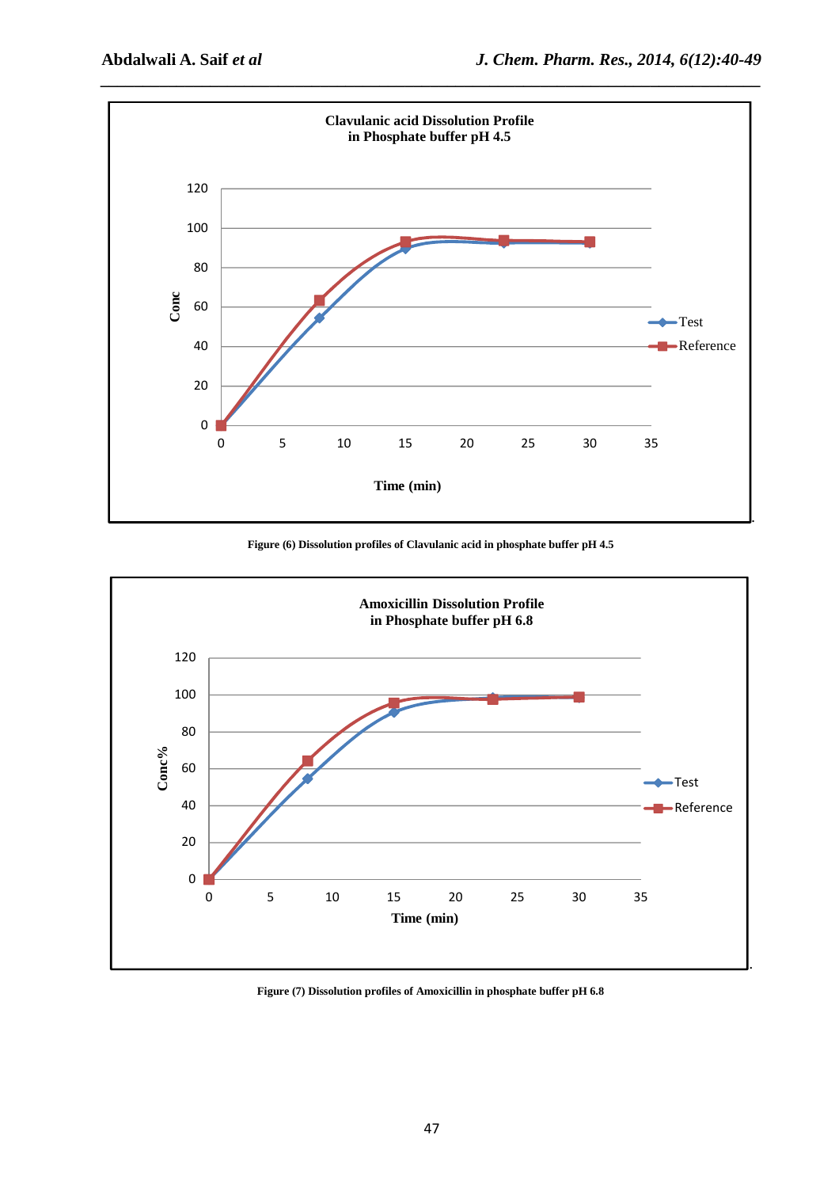Figure (6) Dissolution profiles of Clavulanic acid in phosphate buffer pH 4.5

Figure (7) Dissolution profiles of Amoxicillin in phosphate buffer pH 6.8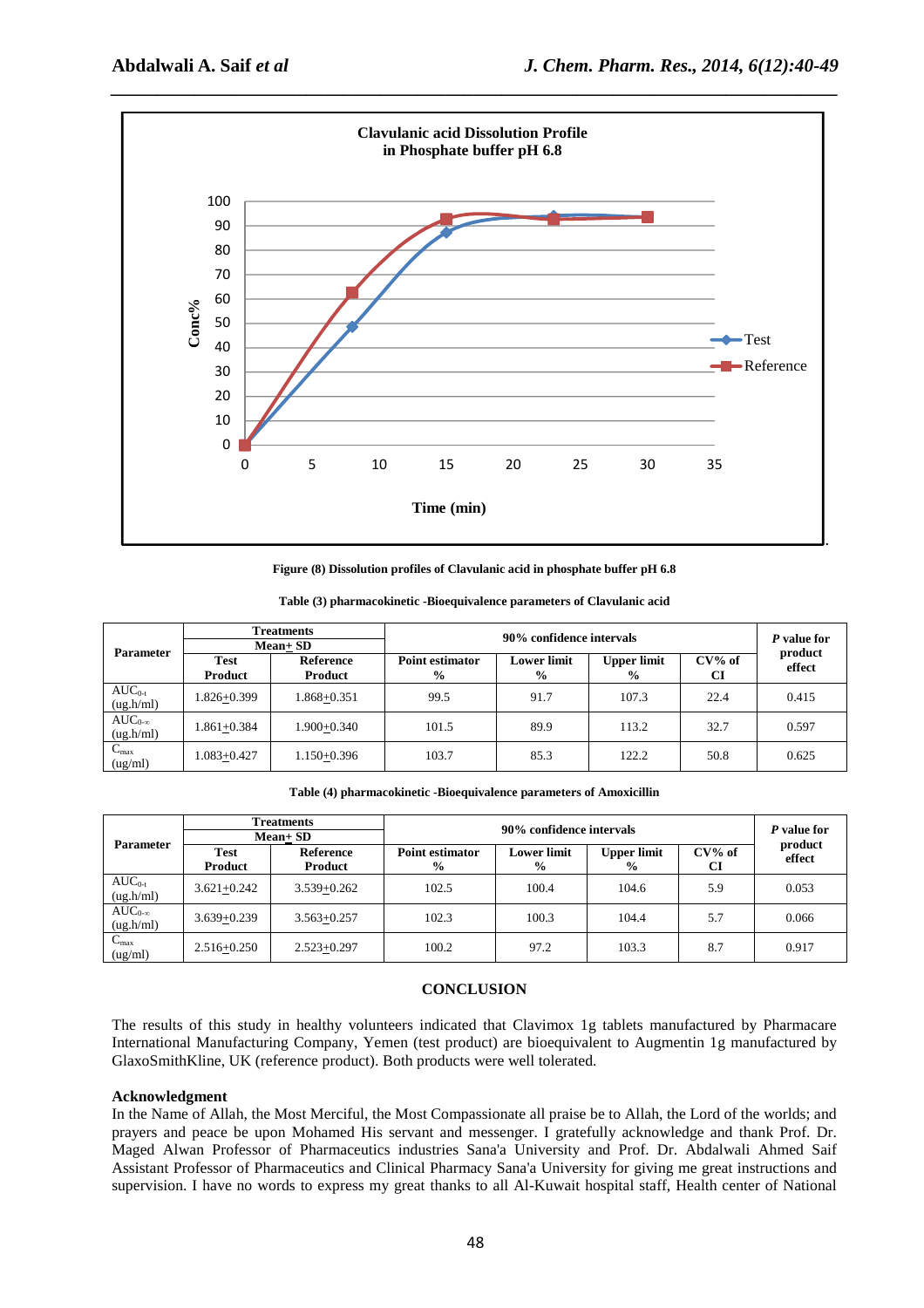Figure (8) Dissolution profiles of Clavulanic acid in phosphate buffer pH 6.8

**Table (3) pharmacokinetic -Bioequivalence parameters of Clavulanic acid**

| Parameter | Treatments Mean± SD | | 90% confidence intervals | | | | *P* value for product effect |
|---|---|---|---|---|---|---|---|
| | Test Product | Reference Product | Point estimator % | Lower limit % | Upper limit % | CV% of CI | |
| $AUC_{0-t}$ (ug.h/ml) | 1.826±0.399 | 1.868±0.351 | 99.5 | 91.7 | 107.3 | 22.4 | 0.415 |
| $AUC_{0-\infty}$ (ug.h/ml) | 1.861±0.384 | 1.900±0.340 | 101.5 | 89.9 | 113.2 | 32.7 | 0.597 |
| $C_{max}$ (ug/ml) | 1.083±0.427 | 1.150±0.396 | 103.7 | 85.3 | 122.2 | 50.8 | 0.625 |

**Table (4) pharmacokinetic -Bioequivalence parameters of Amoxicillin**

| Parameter | Treatments Mean± SD | | 90% confidence intervals | | | | *P* value for product effect |
|---|---|---|---|---|---|---|---|
| | Test Product | Reference Product | Point estimator % | Lower limit % | Upper limit % | CV% of CI | |
| $AUC_{0-t}$ (ug.h/ml) | 3.621±0.242 | 3.539±0.262 | 102.5 | 100.4 | 104.6 | 5.9 | 0.053 |
| $AUC_{0-\infty}$ (ug.h/ml) | 3.639±0.239 | 3.563±0.257 | 102.3 | 100.3 | 104.4 | 5.7 | 0.066 |
| $C_{max}$ (ug/ml) | 2.516±0.250 | 2.523±0.297 | 100.2 | 97.2 | 103.3 | 8.7 | 0.917 |

## CONCLUSION

The results of this study in healthy volunteers indicated that Clavimox 1g tablets manufactured by Pharmacare International Manufacturing Company, Yemen (test product) are bioequivalent to Augmentin 1g manufactured by GlaxoSmithKline, UK (reference product). Both products were well tolerated.

### Acknowledgment

In the Name of Allah, the Most Merciful, the Most Compassionate all praise be to Allah, the Lord of the worlds; and prayers and peace be upon Mohamed His servant and messenger. I gratefully acknowledge and thank Prof. Dr. Maged Alwan Professor of Pharmaceutics industries Sana'a University and Prof. Dr. Abdalwali Ahmed Saif Assistant Professor of Pharmaceutics and Clinical Pharmacy Sana'a University for giving me great instructions and supervision. I have no words to express my great thanks to all Al-Kuwait hospital staff, Health center of National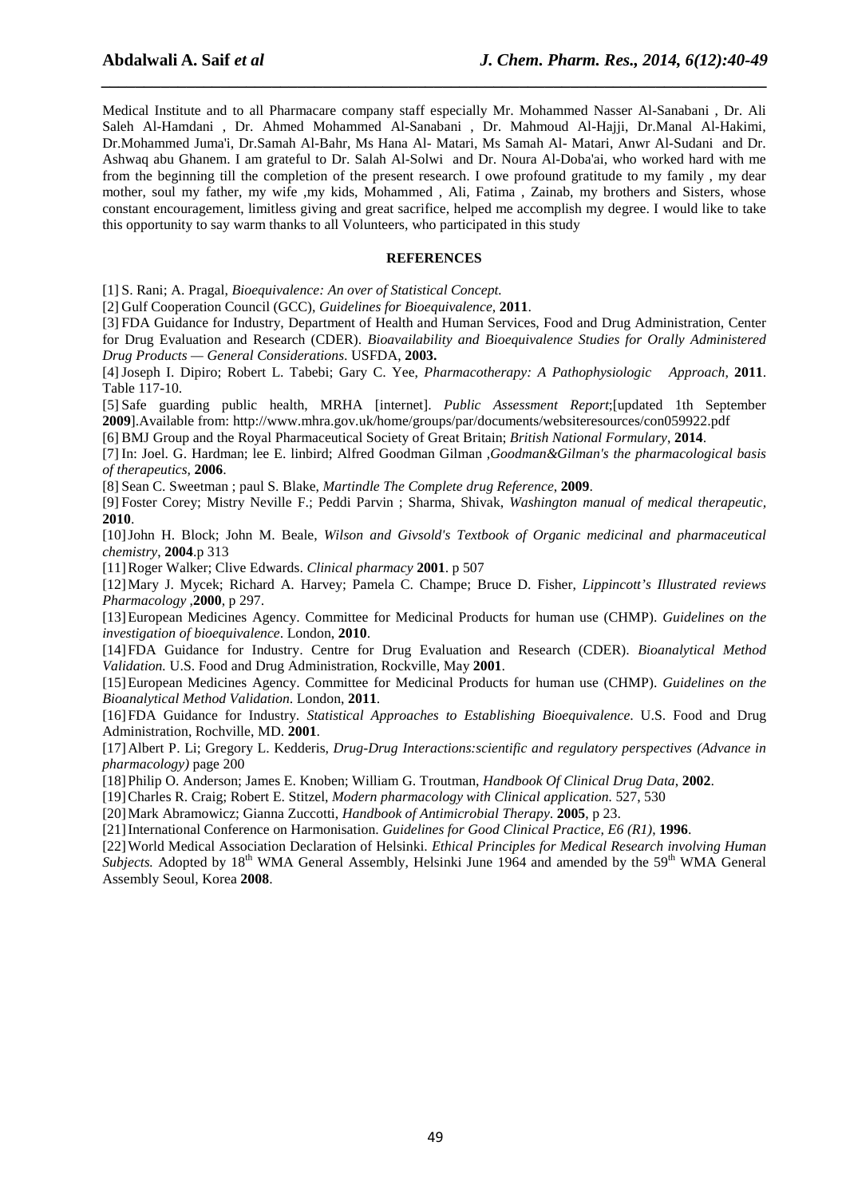Medical Institute and to all Pharmacare company staff especially Mr. Mohammed Nasser Al-Sanabani , Dr. Ali Saleh Al-Hamdani , Dr. Ahmed Mohammed Al-Sanabani , Dr. Mahmoud Al-Hajji, Dr.Manal Al-Hakimi, Dr.Mohammed Juma'i, Dr.Samah Al-Bahr, Ms Hana Al- Matari, Ms Samah Al- Matari, Anwr Al-Sudani and Dr. Ashwaq abu Ghanem. I am grateful to Dr. Salah Al-Solwi and Dr. Noura Al-Doba'ai, who worked hard with me from the beginning till the completion of the present research. I owe profound gratitude to my family , my dear mother, soul my father, my wife ,my kids, Mohammed , Ali, Fatima , Zainab, my brothers and Sisters, whose constant encouragement, limitless giving and great sacrifice, helped me accomplish my degree. I would like to take this opportunity to say warm thanks to all Volunteers, who participated in this study

## REFERENCES

[1] S. Rani; A. Pragal, *Bioequivalence: An over of Statistical Concept.*

[2] Gulf Cooperation Council (GCC), *Guidelines for Bioequivalence*, **2011**.

[3] FDA Guidance for Industry, Department of Health and Human Services, Food and Drug Administration, Center for Drug Evaluation and Research (CDER). *Bioavailability and Bioequivalence Studies for Orally Administered Drug Products — General Considerations*. USFDA, **2003.**

[4] Joseph I. Dipiro; Robert L. Tabebi; Gary C. Yee, *Pharmacotherapy: A Pathophysiologic Approach,* **2011**. Table 117-10.

[5] Safe guarding public health, MRHA [internet]. *Public Assessment Report*;[updated 1th September **2009**].Available from: http://www.mhra.gov.uk/home/groups/par/documents/websiteresources/con059922.pdf

[6] BMJ Group and the Royal Pharmaceutical Society of Great Britain; *British National Formulary*, **2014**.

[7] In: Joel. G. Hardman; lee E. linbird; Alfred Goodman Gilman ,*Goodman&Gilman's the pharmacological basis of therapeutics,* **2006**.

[8] Sean C. Sweetman ; paul S. Blake, *Martindle The Complete drug Reference*, **2009**.

[9] Foster Corey; Mistry Neville F.; Peddi Parvin ; Sharma, Shivak, *Washington manual of medical therapeutic,* **2010**.

[10] John H. Block; John M. Beale, *Wilson and Givsold's Textbook of Organic medicinal and pharmaceutical chemistry*, **2004**.p 313

[11] Roger Walker; Clive Edwards. *Clinical pharmacy* **2001**. p 507

[12] Mary J. Mycek; Richard A. Harvey; Pamela C. Champe; Bruce D. Fisher, *Lippincott's Illustrated reviews Pharmacology* ,**2000**, p 297.

[13] European Medicines Agency. Committee for Medicinal Products for human use (CHMP). *Guidelines on the investigation of bioequivalence*. London, **2010**.

[14] FDA Guidance for Industry. Centre for Drug Evaluation and Research (CDER). *Bioanalytical Method Validation.* U.S. Food and Drug Administration, Rockville, May **2001**.

[15] European Medicines Agency. Committee for Medicinal Products for human use (CHMP). *Guidelines on the Bioanalytical Method Validation*. London, **2011**.

[16] FDA Guidance for Industry. *Statistical Approaches to Establishing Bioequivalence*. U.S. Food and Drug Administration, Rochville, MD. **2001**.

[17] Albert P. Li; Gregory L. Kedderis, *Drug-Drug Interactions:scientific and regulatory perspectives (Advance in pharmacology)* page 200

[18] Philip O. Anderson; James E. Knoben; William G. Troutman, *Handbook Of Clinical Drug Data*, **2002**.

[19] Charles R. Craig; Robert E. Stitzel, *Modern pharmacology with Clinical application.* 527, 530

[20] Mark Abramowicz; Gianna Zuccotti, *Handbook of Antimicrobial Therapy.* **2005**, p 23.

[21] International Conference on Harmonisation. *Guidelines for Good Clinical Practice, E6 (R1)*, **1996**.

[22] World Medical Association Declaration of Helsinki. *Ethical Principles for Medical Research involving Human Subjects.* Adopted by 18th WMA General Assembly, Helsinki June 1964 and amended by the 59th WMA General Assembly Seoul, Korea **2008**.